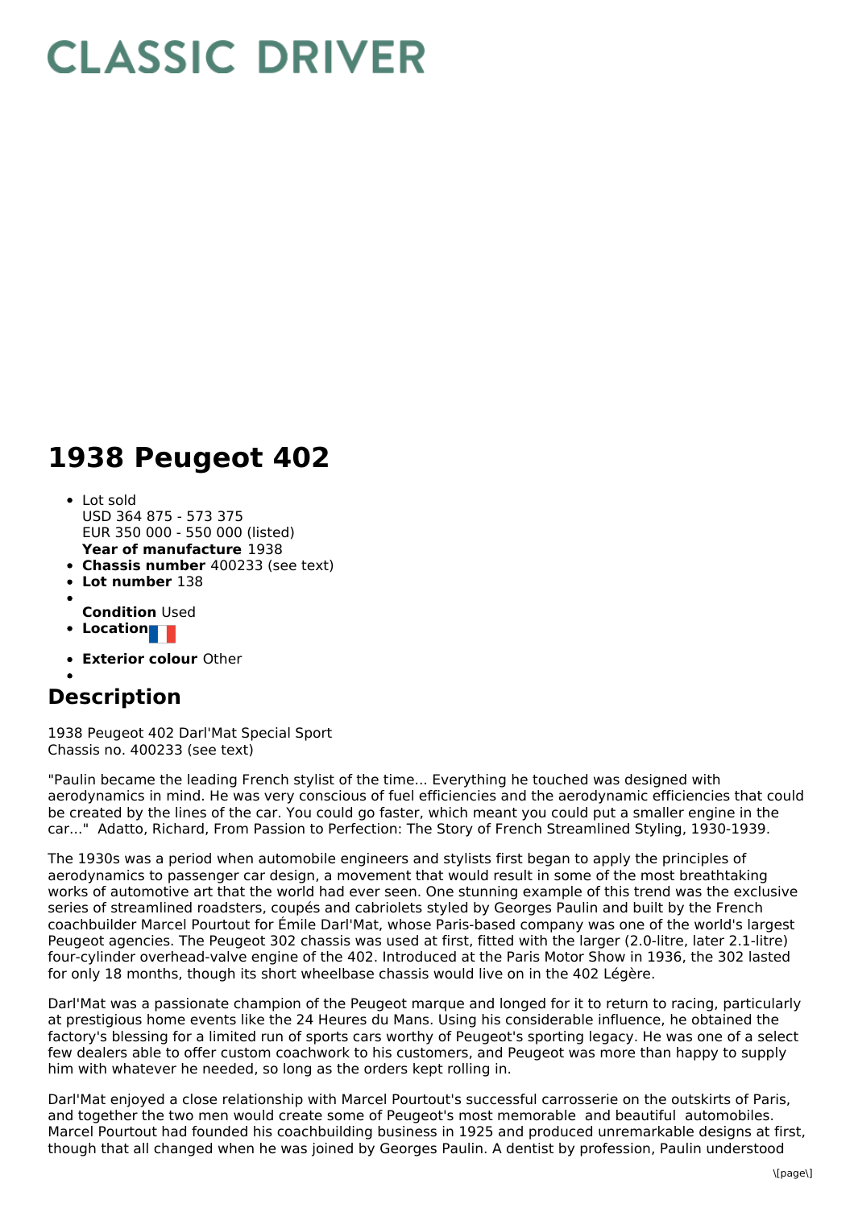# CLASSIC DRIVER

# 1938 Peugeot 402

- Lot sold
  USD 364 875 - 573 375
  EUR 350 000 - 550 000 (listed)
  **Year of manufacture** 1938
- **Chassis number** 400233 (see text)
- **Lot number** 138
- **Condition** Used
- **Location**
- **Exterior colour** Other

## Description

1938 Peugeot 402 Darl'Mat Special Sport
Chassis no. 400233 (see text)

"Paulin became the leading French stylist of the time... Everything he touched was designed with aerodynamics in mind. He was very conscious of fuel efficiencies and the aerodynamic efficiencies that could be created by the lines of the car. You could go faster, which meant you could put a smaller engine in the car..." Adatto, Richard, From Passion to Perfection: The Story of French Streamlined Styling, 1930-1939.

The 1930s was a period when automobile engineers and stylists first began to apply the principles of aerodynamics to passenger car design, a movement that would result in some of the most breathtaking works of automotive art that the world had ever seen. One stunning example of this trend was the exclusive series of streamlined roadsters, coupés and cabriolets styled by Georges Paulin and built by the French coachbuilder Marcel Pourtout for Émile Darl'Mat, whose Paris-based company was one of the world's largest Peugeot agencies. The Peugeot 302 chassis was used at first, fitted with the larger (2.0-litre, later 2.1-litre) four-cylinder overhead-valve engine of the 402. Introduced at the Paris Motor Show in 1936, the 302 lasted for only 18 months, though its short wheelbase chassis would live on in the 402 Légère.

Darl'Mat was a passionate champion of the Peugeot marque and longed for it to return to racing, particularly at prestigious home events like the 24 Heures du Mans. Using his considerable influence, he obtained the factory's blessing for a limited run of sports cars worthy of Peugeot's sporting legacy. He was one of a select few dealers able to offer custom coachwork to his customers, and Peugeot was more than happy to supply him with whatever he needed, so long as the orders kept rolling in.

Darl'Mat enjoyed a close relationship with Marcel Pourtout's successful carrosserie on the outskirts of Paris, and together the two men would create some of Peugeot's most memorable and beautiful automobiles. Marcel Pourtout had founded his coachbuilding business in 1925 and produced unremarkable designs at first, though that all changed when he was joined by Georges Paulin. A dentist by profession, Paulin understood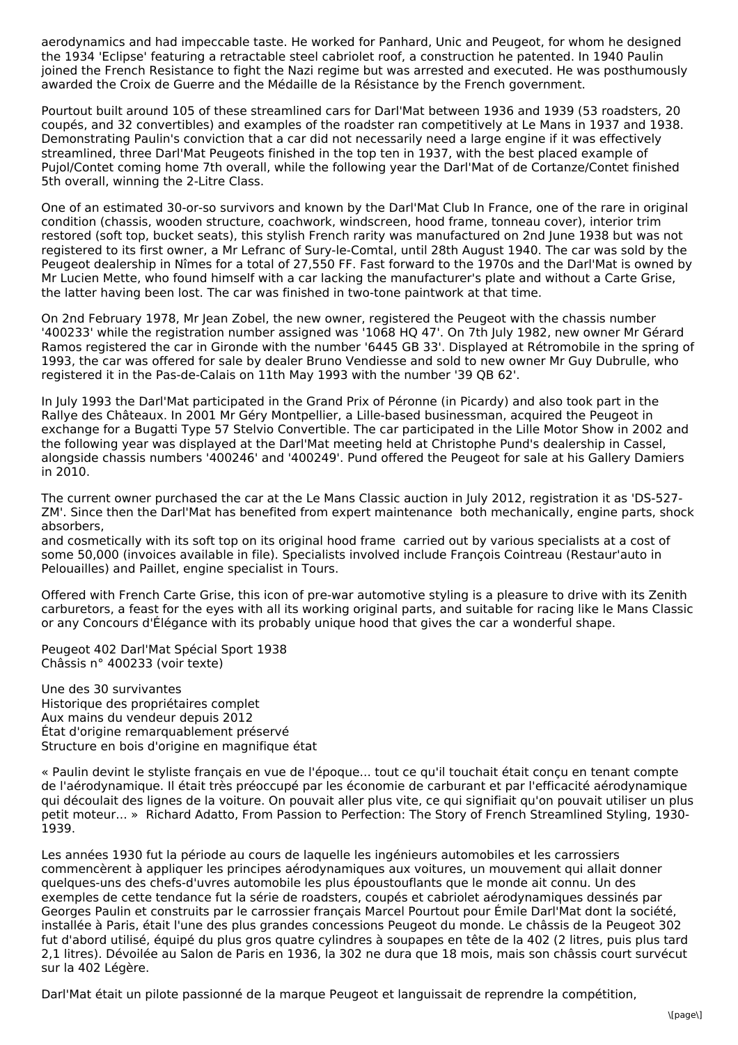aerodynamics and had impeccable taste. He worked for Panhard, Unic and Peugeot, for whom he designed the 1934 'Eclipse' featuring a retractable steel cabriolet roof, a construction he patented. In 1940 Paulin joined the French Resistance to fight the Nazi regime but was arrested and executed. He was posthumously awarded the Croix de Guerre and the Médaille de la Résistance by the French government.

Pourtout built around 105 of these streamlined cars for Darl'Mat between 1936 and 1939 (53 roadsters, 20 coupés, and 32 convertibles) and examples of the roadster ran competitively at Le Mans in 1937 and 1938. Demonstrating Paulin's conviction that a car did not necessarily need a large engine if it was effectively streamlined, three Darl'Mat Peugeots finished in the top ten in 1937, with the best placed example of Pujol/Contet coming home 7th overall, while the following year the Darl'Mat of de Cortanze/Contet finished 5th overall, winning the 2-Litre Class.

One of an estimated 30-or-so survivors and known by the Darl'Mat Club In France, one of the rare in original condition (chassis, wooden structure, coachwork, windscreen, hood frame, tonneau cover), interior trim restored (soft top, bucket seats), this stylish French rarity was manufactured on 2nd June 1938 but was not registered to its first owner, a Mr Lefranc of Sury-le-Comtal, until 28th August 1940. The car was sold by the Peugeot dealership in Nîmes for a total of 27,550 FF. Fast forward to the 1970s and the Darl'Mat is owned by Mr Lucien Mette, who found himself with a car lacking the manufacturer's plate and without a Carte Grise, the latter having been lost. The car was finished in two-tone paintwork at that time.

On 2nd February 1978, Mr Jean Zobel, the new owner, registered the Peugeot with the chassis number '400233' while the registration number assigned was '1068 HQ 47'. On 7th July 1982, new owner Mr Gérard Ramos registered the car in Gironde with the number '6445 GB 33'. Displayed at Rétromobile in the spring of 1993, the car was offered for sale by dealer Bruno Vendiesse and sold to new owner Mr Guy Dubrulle, who registered it in the Pas-de-Calais on 11th May 1993 with the number '39 QB 62'.

In July 1993 the Darl'Mat participated in the Grand Prix of Péronne (in Picardy) and also took part in the Rallye des Châteaux. In 2001 Mr Géry Montpellier, a Lille-based businessman, acquired the Peugeot in exchange for a Bugatti Type 57 Stelvio Convertible. The car participated in the Lille Motor Show in 2002 and the following year was displayed at the Darl'Mat meeting held at Christophe Pund's dealership in Cassel, alongside chassis numbers '400246' and '400249'. Pund offered the Peugeot for sale at his Gallery Damiers in 2010.

The current owner purchased the car at the Le Mans Classic auction in July 2012, registration it as 'DS-527-ZM'. Since then the Darl'Mat has benefited from expert maintenance both mechanically, engine parts, shock absorbers,
and cosmetically with its soft top on its original hood frame carried out by various specialists at a cost of some 50,000 (invoices available in file). Specialists involved include François Cointreau (Restaur'auto in Pelouailles) and Paillet, engine specialist in Tours.

Offered with French Carte Grise, this icon of pre-war automotive styling is a pleasure to drive with its Zenith carburetors, a feast for the eyes with all its working original parts, and suitable for racing like le Mans Classic or any Concours d'Élégance with its probably unique hood that gives the car a wonderful shape.

Peugeot 402 Darl'Mat Spécial Sport 1938
Châssis n° 400233 (voir texte)

Une des 30 survivantes
Historique des propriétaires complet
Aux mains du vendeur depuis 2012
État d'origine remarquablement préservé
Structure en bois d'origine en magnifique état

« Paulin devint le styliste français en vue de l'époque... tout ce qu'il touchait était conçu en tenant compte de l'aérodynamique. Il était très préoccupé par les économie de carburant et par l'efficacité aérodynamique qui découlait des lignes de la voiture. On pouvait aller plus vite, ce qui signifiait qu'on pouvait utiliser un plus petit moteur... » Richard Adatto, From Passion to Perfection: The Story of French Streamlined Styling, 1930-1939.

Les années 1930 fut la période au cours de laquelle les ingénieurs automobiles et les carrossiers commencèrent à appliquer les principes aérodynamiques aux voitures, un mouvement qui allait donner quelques-uns des chefs-d'uvres automobile les plus époustouflants que le monde ait connu. Un des exemples de cette tendance fut la série de roadsters, coupés et cabriolet aérodynamiques dessinés par Georges Paulin et construits par le carrossier français Marcel Pourtout pour Émile Darl'Mat dont la société, installée à Paris, était l'une des plus grosses concessions Peugeot du monde. Le châssis de la Peugeot 302 fut d'abord utilisé, équipé du plus gros quatre cylindres à soupapes en tête de la 402 (2 litres, puis plus tard 2,1 litres). Dévoilée au Salon de Paris en 1936, la 302 ne dura que 18 mois, mais son châssis court survécut sur la 402 Légère.

Darl'Mat était un pilote passionné de la marque Peugeot et languissait de reprendre la compétition,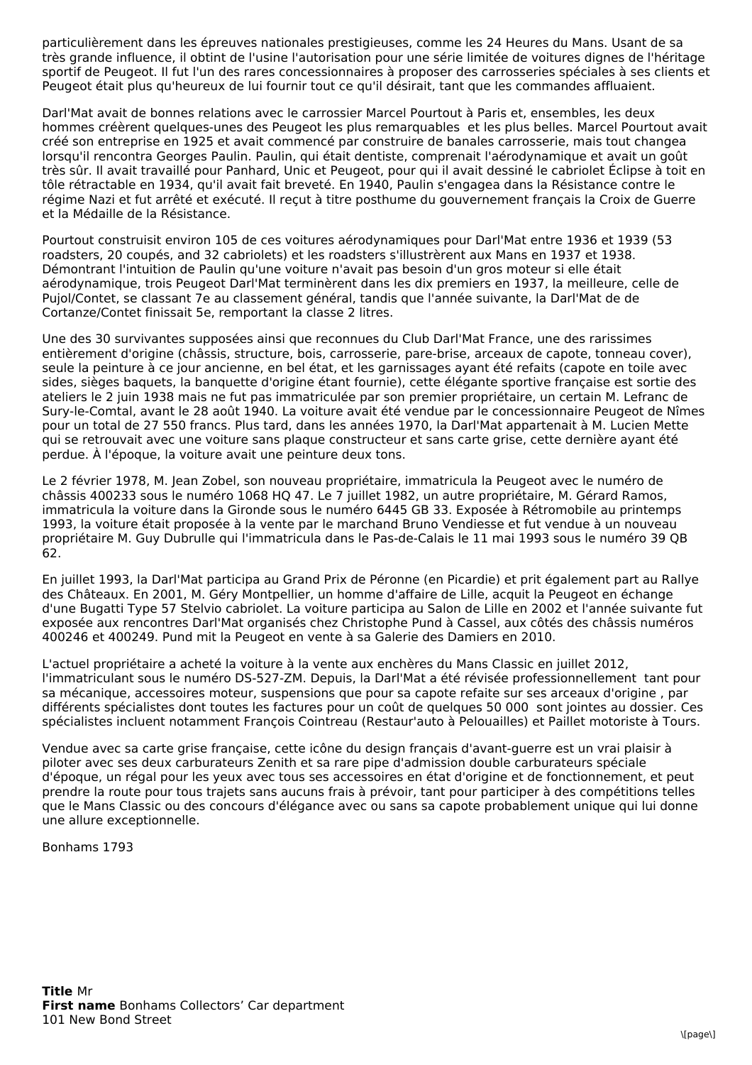particulièrement dans les épreuves nationales prestigieuses, comme les 24 Heures du Mans. Usant de sa très grande influence, il obtint de l'usine l'autorisation pour une série limitée de voitures dignes de l'héritage sportif de Peugeot. Il fut l'un des rares concessionnaires à proposer des carrosseries spéciales à ses clients et Peugeot était plus qu'heureux de lui fournir tout ce qu'il désirait, tant que les commandes affluaient.

Darl'Mat avait de bonnes relations avec le carrossier Marcel Pourtout à Paris et, ensembles, les deux hommes créèrent quelques-unes des Peugeot les plus remarquables  et les plus belles. Marcel Pourtout avait créé son entreprise en 1925 et avait commencé par construire de banales carrosserie, mais tout changea lorsqu'il rencontra Georges Paulin. Paulin, qui était dentiste, comprenait l'aérodynamique et avait un goût très sûr. Il avait travaillé pour Panhard, Unic et Peugeot, pour qui il avait dessiné le cabriolet Éclipse à toit en tôle rétractable en 1934, qu'il avait fait breveté. En 1940, Paulin s'engagea dans la Résistance contre le régime Nazi et fut arrêté et exécuté. Il reçut à titre posthume du gouvernement français la Croix de Guerre et la Médaille de la Résistance.

Pourtout construisit environ 105 de ces voitures aérodynamiques pour Darl'Mat entre 1936 et 1939 (53 roadsters, 20 coupés, and 32 cabriolets) et les roadsters s'illustrèrent aux Mans en 1937 et 1938. Démontrant l'intuition de Paulin qu'une voiture n'avait pas besoin d'un gros moteur si elle était aérodynamique, trois Peugeot Darl'Mat terminèrent dans les dix premiers en 1937, la meilleure, celle de Pujol/Contet, se classant 7e au classement général, tandis que l'année suivante, la Darl'Mat de de Cortanze/Contet finissait 5e, remportant la classe 2 litres.

Une des 30 survivantes supposées ainsi que reconnues du Club Darl'Mat France, une des rarissimes entièrement d'origine (châssis, structure, bois, carrosserie, pare-brise, arceaux de capote, tonneau cover), seule la peinture à ce jour ancienne, en bel état, et les garnissages ayant été refaits (capote en toile avec sides, sièges baquets, la banquette d'origine étant fournie), cette élégante sportive française est sortie des ateliers le 2 juin 1938 mais ne fut pas immatriculée par son premier propriétaire, un certain M. Lefranc de Sury-le-Comtal, avant le 28 août 1940. La voiture avait été vendue par le concessionnaire Peugeot de Nîmes pour un total de 27 550 francs. Plus tard, dans les années 1970, la Darl'Mat appartenait à M. Lucien Mette qui se retrouvait avec une voiture sans plaque constructeur et sans carte grise, cette dernière ayant été perdue. À l'époque, la voiture avait une peinture deux tons.

Le 2 février 1978, M. Jean Zobel, son nouveau propriétaire, immatricula la Peugeot avec le numéro de châssis 400233 sous le numéro 1068 HQ 47. Le 7 juillet 1982, un autre propriétaire, M. Gérard Ramos, immatricula la voiture dans la Gironde sous le numéro 6445 GB 33. Exposée à Rétromobile au printemps 1993, la voiture était proposée à la vente par le marchand Bruno Vendiesse et fut vendue à un nouveau propriétaire M. Guy Dubrulle qui l'immatricula dans le Pas-de-Calais le 11 mai 1993 sous le numéro 39 QB 62.

En juillet 1993, la Darl'Mat participa au Grand Prix de Péronne (en Picardie) et prit également part au Rallye des Châteaux. En 2001, M. Géry Montpellier, un homme d'affaire de Lille, acquit la Peugeot en échange d'une Bugatti Type 57 Stelvio cabriolet. La voiture participa au Salon de Lille en 2002 et l'année suivante fut exposée aux rencontres Darl'Mat organisés chez Christophe Pund à Cassel, aux côtés des châssis numéros 400246 et 400249. Pund mit la Peugeot en vente à sa Galerie des Damiers en 2010.

L'actuel propriétaire a acheté la voiture à la vente aux enchères du Mans Classic en juillet 2012, l'immatriculant sous le numéro DS-527-ZM. Depuis, la Darl'Mat a été révisée professionnellement  tant pour sa mécanique, accessoires moteur, suspensions que pour sa capote refaite sur ses arceaux d'origine , par différents spécialistes dont toutes les factures pour un coût de quelques 50 000  sont jointes au dossier. Ces spécialistes incluent notamment François Cointreau (Restaur'auto à Pelouailles) et Paillet motoriste à Tours.

Vendue avec sa carte grise française, cette icône du design français d'avant-guerre est un vrai plaisir à piloter avec ses deux carburateurs Zenith et sa rare pipe d'admission double carburateurs spéciale d'époque, un régal pour les yeux avec tous ses accessoires en état d'origine et de fonctionnement, et peut prendre la route pour tous trajets sans aucuns frais à prévoir, tant pour participer à des compétitions telles que le Mans Classic ou des concours d'élégance avec ou sans sa capote probablement unique qui lui donne une allure exceptionnelle.

Bonhams 1793

**Title** Mr
**First name** Bonhams Collectors' Car department
101 New Bond Street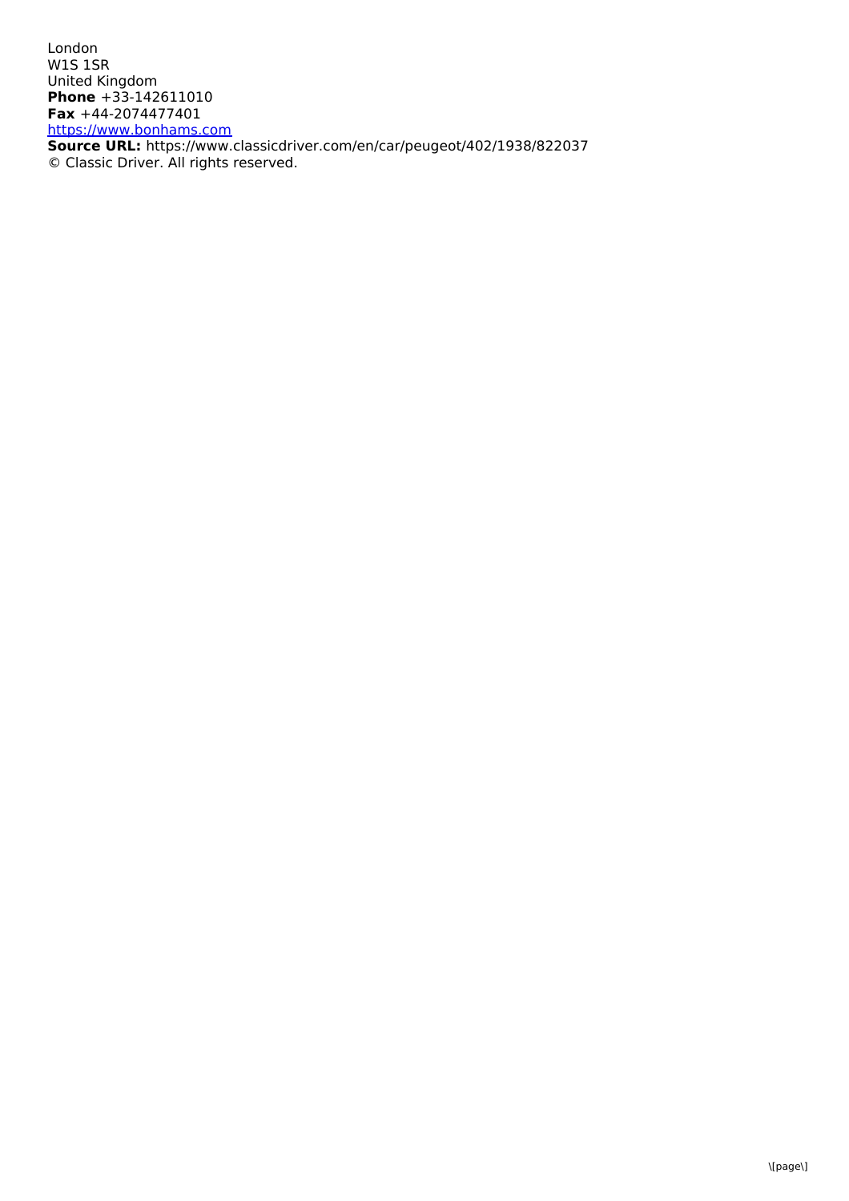London
W1S 1SR
United Kingdom
**Phone** +33-142611010
**Fax** +44-2074477401
[https://www.bonhams.com](https://www.bonhams.com)
**Source URL:** https://www.classicdriver.com/en/car/peugeot/402/1938/822037
© Classic Driver. All rights reserved.